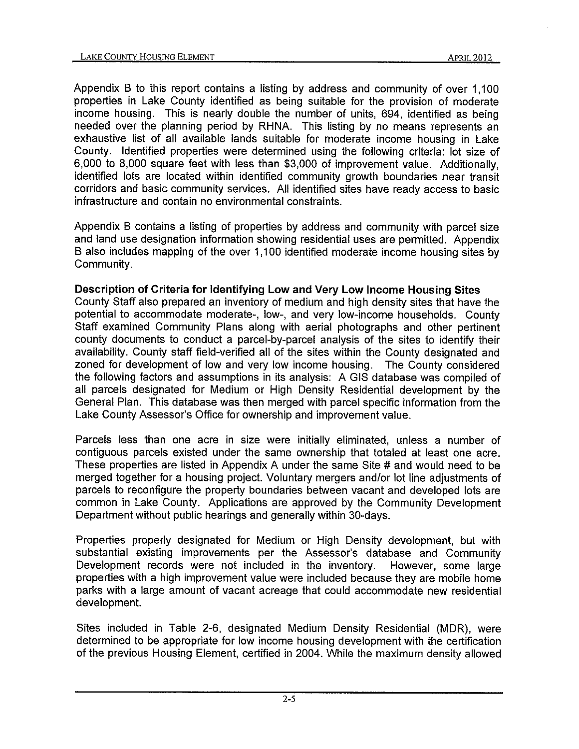Appendix B to this report contains a listing by address and community of over 1,100 properties in Lake County identified as being suitable for the provision of moderate income housing. This is nearly double the number of units, 694, identified as being needed over the planning period by RHNA. This listing by no means represents an exhaustive list of all available lands suitable for moderate income housing in Lake County. Identified properties were determined using the following criteria: lot size of 6,000 to 8,000 square feet with less than $3,000 of improvement value. Additionally, identified lots are located within identified community growth boundaries near transit corridors and basic community services. All identified sites have ready access to basic infrastructure and contain no environmental constraints.

Appendix B contains a listing of properties by address and community with parcel size and land use designation information showing residential uses are permitted. Appendix B also includes mapping of the over 1,100 identified moderate income housing sites by Community.

**Description of Criteria for Identifying Low and Very Low Income Housing Sites**

County Staff also prepared an inventory of medium and high density sites that have the potential to accommodate moderate-, low-, and very low-income households. County Staff examined Community Plans along with aerial photographs and other pertinent county documents to conduct a parcel-by-parcel analysis of the sites to identify their availability. County staff field-verified all of the sites within the County designated and zoned for development of low and very low income housing. The County considered the following factors and assumptions in its analysis: A GIS database was compiled of all parcels designated for Medium or High Density Residential development by the General Plan. This database was then merged with parcel specific information from the Lake County Assessor's Office for ownership and improvement value.

Parcels less than one acre in size were initially eliminated, unless a number of contiguous parcels existed under the same ownership that totaled at least one acre. These properties are listed in Appendix A under the same Site # and would need to be merged together for a housing project. Voluntary mergers and/or lot line adjustments of parcels to reconfigure the property boundaries between vacant and developed lots are common in Lake County. Applications are approved by the Community Development Department without public hearings and generally within 30-days.

Properties properly designated for Medium or High Density development, but with substantial existing improvements per the Assessor's database and Community Development records were not included in the inventory. However, some large properties with a high improvement value were included because they are mobile home parks with a large amount of vacant acreage that could accommodate new residential development.

Sites included in Table 2-6, designated Medium Density Residential (MDR), were determined to be appropriate for low income housing development with the certification of the previous Housing Element, certified in 2004. While the maximum density allowed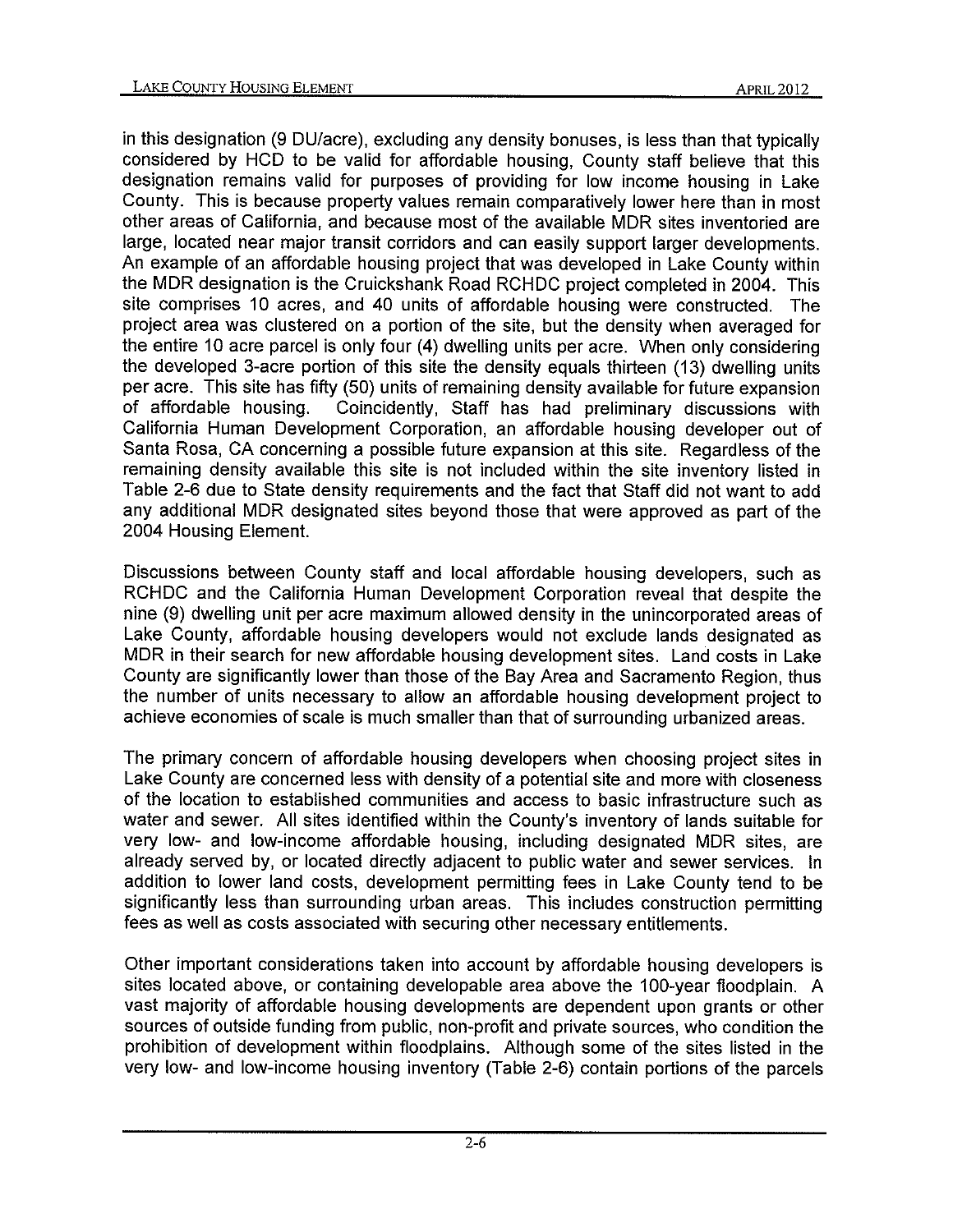in this designation (9 DU/acre), excluding any density bonuses, is less than that typically considered by HCD to be valid for affordable housing, County staff believe that this designation remains valid for purposes of providing for low income housing in Lake County. This is because property values remain comparatively lower here than in most other areas of California, and because most of the available MDR sites inventoried are large, located near major transit corridors and can easily support larger developments. An example of an affordable housing project that was developed in Lake County within the MDR designation is the Cruickshank Road RCHDC project completed in 2004. This site comprises 10 acres, and 40 units of affordable housing were constructed. The project area was clustered on a portion of the site, but the density when averaged for the entire 10 acre parcel is only four (4) dwelling units per acre. When only considering the developed 3-acre portion of this site the density equals thirteen (13) dwelling units per acre. This site has fifty (50) units of remaining density available for future expansion of affordable housing. Coincidently, Staff has had preliminary discussions with California Human Development Corporation, an affordable housing developer out of Santa Rosa, CA concerning a possible future expansion at this site. Regardless of the remaining density available this site is not included within the site inventory listed in Table 2-6 due to State density requirements and the fact that Staff did not want to add any additional MDR designated sites beyond those that were approved as part of the 2004 Housing Element.

Discussions between County staff and local affordable housing developers, such as RCHDC and the California Human Development Corporation reveal that despite the nine (9) dwelling unit per acre maximum allowed density in the unincorporated areas of Lake County, affordable housing developers would not exclude lands designated as MDR in their search for new affordable housing development sites. Land costs in Lake County are significantly lower than those of the Bay Area and Sacramento Region, thus the number of units necessary to allow an affordable housing development project to achieve economies of scale is much smaller than that of surrounding urbanized areas.

The primary concern of affordable housing developers when choosing project sites in Lake County are concerned less with density of a potential site and more with closeness of the location to established communities and access to basic infrastructure such as water and sewer. All sites identified within the County's inventory of lands suitable for very low- and low-income affordable housing, including designated MDR sites, are already served by, or located directly adjacent to public water and sewer services. In addition to lower land costs, development permitting fees in Lake County tend to be significantly less than surrounding urban areas. This includes construction permitting fees as well as costs associated with securing other necessary entitlements.

Other important considerations taken into account by affordable housing developers is sites located above, or containing developable area above the 100-year floodplain. A vast majority of affordable housing developments are dependent upon grants or other sources of outside funding from public, non-profit and private sources, who condition the prohibition of development within floodplains. Although some of the sites listed in the very low- and low-income housing inventory (Table 2-6) contain portions of the parcels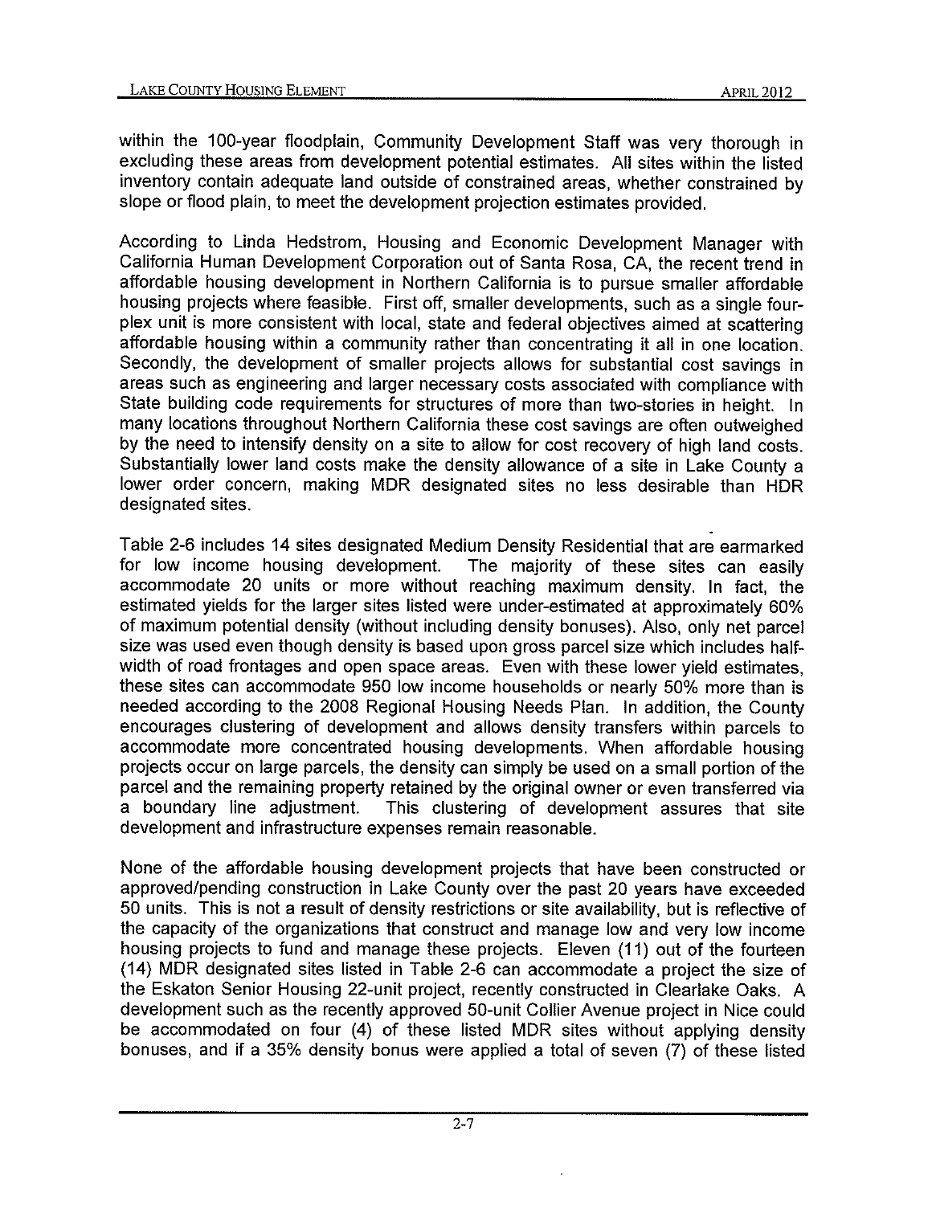within the 100-year floodplain, Community Development Staff was very thorough in excluding these areas from development potential estimates. All sites within the listed inventory contain adequate land outside of constrained areas, whether constrained by slope or flood plain, to meet the development projection estimates provided.

According to Linda Hedstrom, Housing and Economic Development Manager with California Human Development Corporation out of Santa Rosa, CA, the recent trend in affordable housing development in Northern California is to pursue smaller affordable housing projects where feasible. First off, smaller developments, such as a single four-plex unit is more consistent with local, state and federal objectives aimed at scattering affordable housing within a community rather than concentrating it all in one location. Secondly, the development of smaller projects allows for substantial cost savings in areas such as engineering and larger necessary costs associated with compliance with State building code requirements for structures of more than two-stories in height. In many locations throughout Northern California these cost savings are often outweighed by the need to intensify density on a site to allow for cost recovery of high land costs. Substantially lower land costs make the density allowance of a site in Lake County a lower order concern, making MDR designated sites no less desirable than HDR designated sites.

Table 2-6 includes 14 sites designated Medium Density Residential that are earmarked for low income housing development. The majority of these sites can easily accommodate 20 units or more without reaching maximum density. In fact, the estimated yields for the larger sites listed were under-estimated at approximately 60% of maximum potential density (without including density bonuses). Also, only net parcel size was used even though density is based upon gross parcel size which includes half-width of road frontages and open space areas. Even with these lower yield estimates, these sites can accommodate 950 low income households or nearly 50% more than is needed according to the 2008 Regional Housing Needs Plan. In addition, the County encourages clustering of development and allows density transfers within parcels to accommodate more concentrated housing developments. When affordable housing projects occur on large parcels, the density can simply be used on a small portion of the parcel and the remaining property retained by the original owner or even transferred via a boundary line adjustment. This clustering of development assures that site development and infrastructure expenses remain reasonable.

None of the affordable housing development projects that have been constructed or approved/pending construction in Lake County over the past 20 years have exceeded 50 units. This is not a result of density restrictions or site availability, but is reflective of the capacity of the organizations that construct and manage low and very low income housing projects to fund and manage these projects. Eleven (11) out of the fourteen (14) MDR designated sites listed in Table 2-6 can accommodate a project the size of the Eskaton Senior Housing 22-unit project, recently constructed in Clearlake Oaks. A development such as the recently approved 50-unit Collier Avenue project in Nice could be accommodated on four (4) of these listed MDR sites without applying density bonuses, and if a 35% density bonus were applied a total of seven (7) of these listed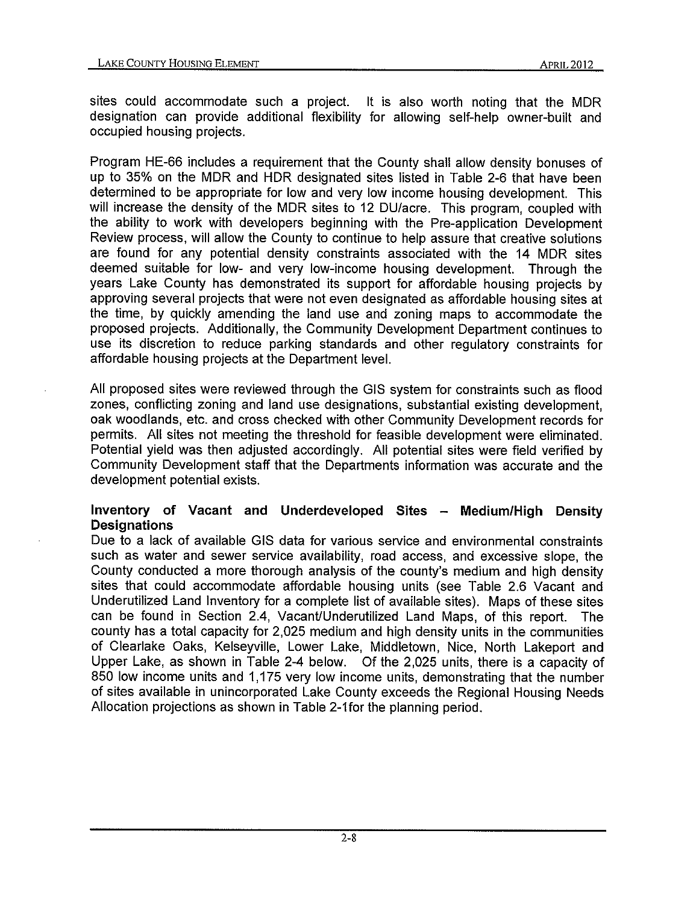sites could accommodate such a project. It is also worth noting that the MDR designation can provide additional flexibility for allowing self-help owner-built and occupied housing projects.

Program HE-66 includes a requirement that the County shall allow density bonuses of up to 35% on the MDR and HDR designated sites listed in Table 2-6 that have been determined to be appropriate for low and very low income housing development. This will increase the density of the MDR sites to 12 DU/acre. This program, coupled with the ability to work with developers beginning with the Pre-application Development Review process, will allow the County to continue to help assure that creative solutions are found for any potential density constraints associated with the 14 MDR sites deemed suitable for low- and very low-income housing development. Through the years Lake County has demonstrated its support for affordable housing projects by approving several projects that were not even designated as affordable housing sites at the time, by quickly amending the land use and zoning maps to accommodate the proposed projects. Additionally, the Community Development Department continues to use its discretion to reduce parking standards and other regulatory constraints for affordable housing projects at the Department level.

All proposed sites were reviewed through the GIS system for constraints such as flood zones, conflicting zoning and land use designations, substantial existing development, oak woodlands, etc. and cross checked with other Community Development records for permits. All sites not meeting the threshold for feasible development were eliminated. Potential yield was then adjusted accordingly. All potential sites were field verified by Community Development staff that the Departments information was accurate and the development potential exists.

**Inventory of Vacant and Underdeveloped Sites – Medium/High Density Designations**

Due to a lack of available GIS data for various service and environmental constraints such as water and sewer service availability, road access, and excessive slope, the County conducted a more thorough analysis of the county's medium and high density sites that could accommodate affordable housing units (see Table 2.6 Vacant and Underutilized Land Inventory for a complete list of available sites). Maps of these sites can be found in Section 2.4, Vacant/Underutilized Land Maps, of this report. The county has a total capacity for 2,025 medium and high density units in the communities of Clearlake Oaks, Kelseyville, Lower Lake, Middletown, Nice, North Lakeport and Upper Lake, as shown in Table 2-4 below. Of the 2,025 units, there is a capacity of 850 low income units and 1,175 very low income units, demonstrating that the number of sites available in unincorporated Lake County exceeds the Regional Housing Needs Allocation projections as shown in Table 2-1for the planning period.